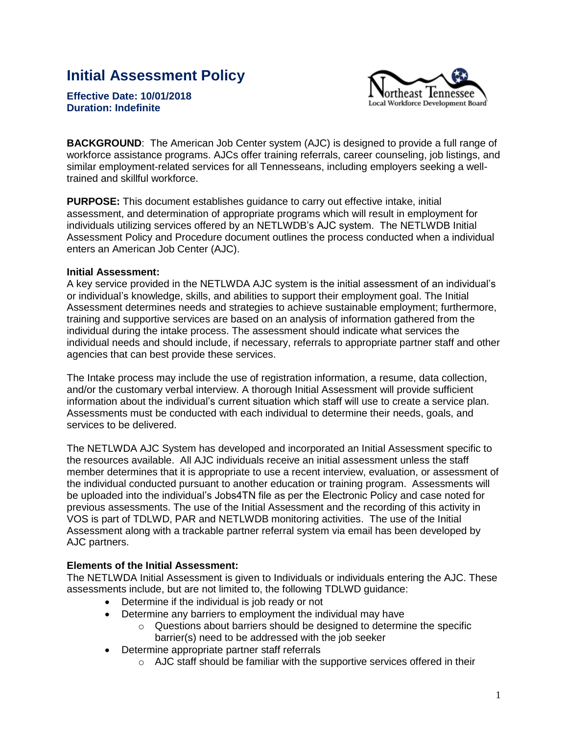# Initial Assessment Policy

**Effective Date: 10/01/2018**
**Duration: Indefinite**

Northeast Tennessee Local Workforce Development Board

**BACKGROUND**: The American Job Center system (AJC) is designed to provide a full range of workforce assistance programs. AJCs offer training referrals, career counseling, job listings, and similar employment-related services for all Tennesseans, including employers seeking a well-trained and skillful workforce.

**PURPOSE:** This document establishes guidance to carry out effective intake, initial assessment, and determination of appropriate programs which will result in employment for individuals utilizing services offered by an NETLWDB's AJC system. The NETLWDB Initial Assessment Policy and Procedure document outlines the process conducted when a individual enters an American Job Center (AJC).

**Initial Assessment:**
A key service provided in the NETLWDA AJC system is the initial assessment of an individual's or individual's knowledge, skills, and abilities to support their employment goal. The Initial Assessment determines needs and strategies to achieve sustainable employment; furthermore, training and supportive services are based on an analysis of information gathered from the individual during the intake process. The assessment should indicate what services the individual needs and should include, if necessary, referrals to appropriate partner staff and other agencies that can best provide these services.

The Intake process may include the use of registration information, a resume, data collection, and/or the customary verbal interview. A thorough Initial Assessment will provide sufficient information about the individual's current situation which staff will use to create a service plan. Assessments must be conducted with each individual to determine their needs, goals, and services to be delivered.

The NETLWDA AJC System has developed and incorporated an Initial Assessment specific to the resources available. All AJC individuals receive an initial assessment unless the staff member determines that it is appropriate to use a recent interview, evaluation, or assessment of the individual conducted pursuant to another education or training program. Assessments will be uploaded into the individual's Jobs4TN file as per the Electronic Policy and case noted for previous assessments. The use of the Initial Assessment and the recording of this activity in VOS is part of TDLWD, PAR and NETLWDB monitoring activities. The use of the Initial Assessment along with a trackable partner referral system via email has been developed by AJC partners.

**Elements of the Initial Assessment:**
The NETLWDA Initial Assessment is given to Individuals or individuals entering the AJC. These assessments include, but are not limited to, the following TDLWD guidance:

- Determine if the individual is job ready or not
- Determine any barriers to employment the individual may have
  - Questions about barriers should be designed to determine the specific barrier(s) need to be addressed with the job seeker
- Determine appropriate partner staff referrals
  - AJC staff should be familiar with the supportive services offered in their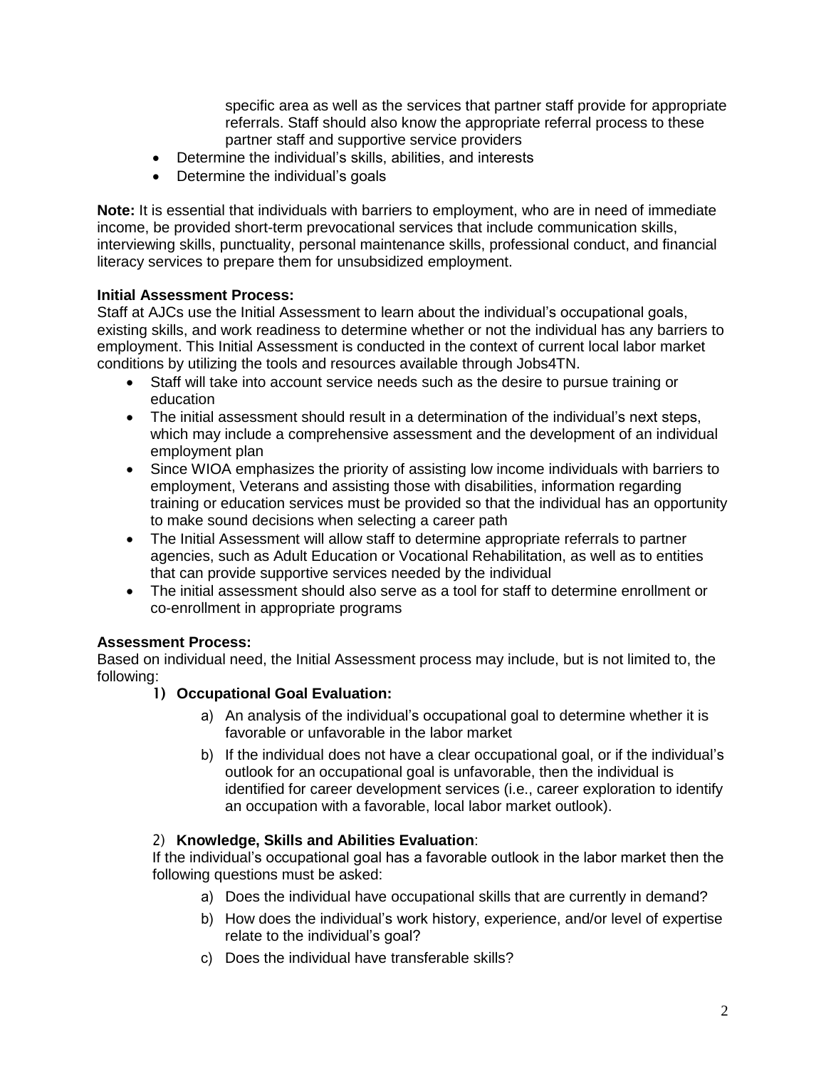specific area as well as the services that partner staff provide for appropriate referrals. Staff should also know the appropriate referral process to these partner staff and supportive service providers

- Determine the individual's skills, abilities, and interests
- Determine the individual's goals

**Note:** It is essential that individuals with barriers to employment, who are in need of immediate income, be provided short-term prevocational services that include communication skills, interviewing skills, punctuality, personal maintenance skills, professional conduct, and financial literacy services to prepare them for unsubsidized employment.

**Initial Assessment Process:**
Staff at AJCs use the Initial Assessment to learn about the individual's occupational goals, existing skills, and work readiness to determine whether or not the individual has any barriers to employment. This Initial Assessment is conducted in the context of current local labor market conditions by utilizing the tools and resources available through Jobs4TN.

- Staff will take into account service needs such as the desire to pursue training or education
- The initial assessment should result in a determination of the individual's next steps, which may include a comprehensive assessment and the development of an individual employment plan
- Since WIOA emphasizes the priority of assisting low income individuals with barriers to employment, Veterans and assisting those with disabilities, information regarding training or education services must be provided so that the individual has an opportunity to make sound decisions when selecting a career path
- The Initial Assessment will allow staff to determine appropriate referrals to partner agencies, such as Adult Education or Vocational Rehabilitation, as well as to entities that can provide supportive services needed by the individual
- The initial assessment should also serve as a tool for staff to determine enrollment or co-enrollment in appropriate programs

**Assessment Process:**
Based on individual need, the Initial Assessment process may include, but is not limited to, the following:

1) **Occupational Goal Evaluation:**
   a) An analysis of the individual's occupational goal to determine whether it is favorable or unfavorable in the labor market
   b) If the individual does not have a clear occupational goal, or if the individual's outlook for an occupational goal is unfavorable, then the individual is identified for career development services (i.e., career exploration to identify an occupation with a favorable, local labor market outlook).

2) **Knowledge, Skills and Abilities Evaluation**:
   If the individual's occupational goal has a favorable outlook in the labor market then the following questions must be asked:
   a) Does the individual have occupational skills that are currently in demand?
   b) How does the individual's work history, experience, and/or level of expertise relate to the individual's goal?
   c) Does the individual have transferable skills?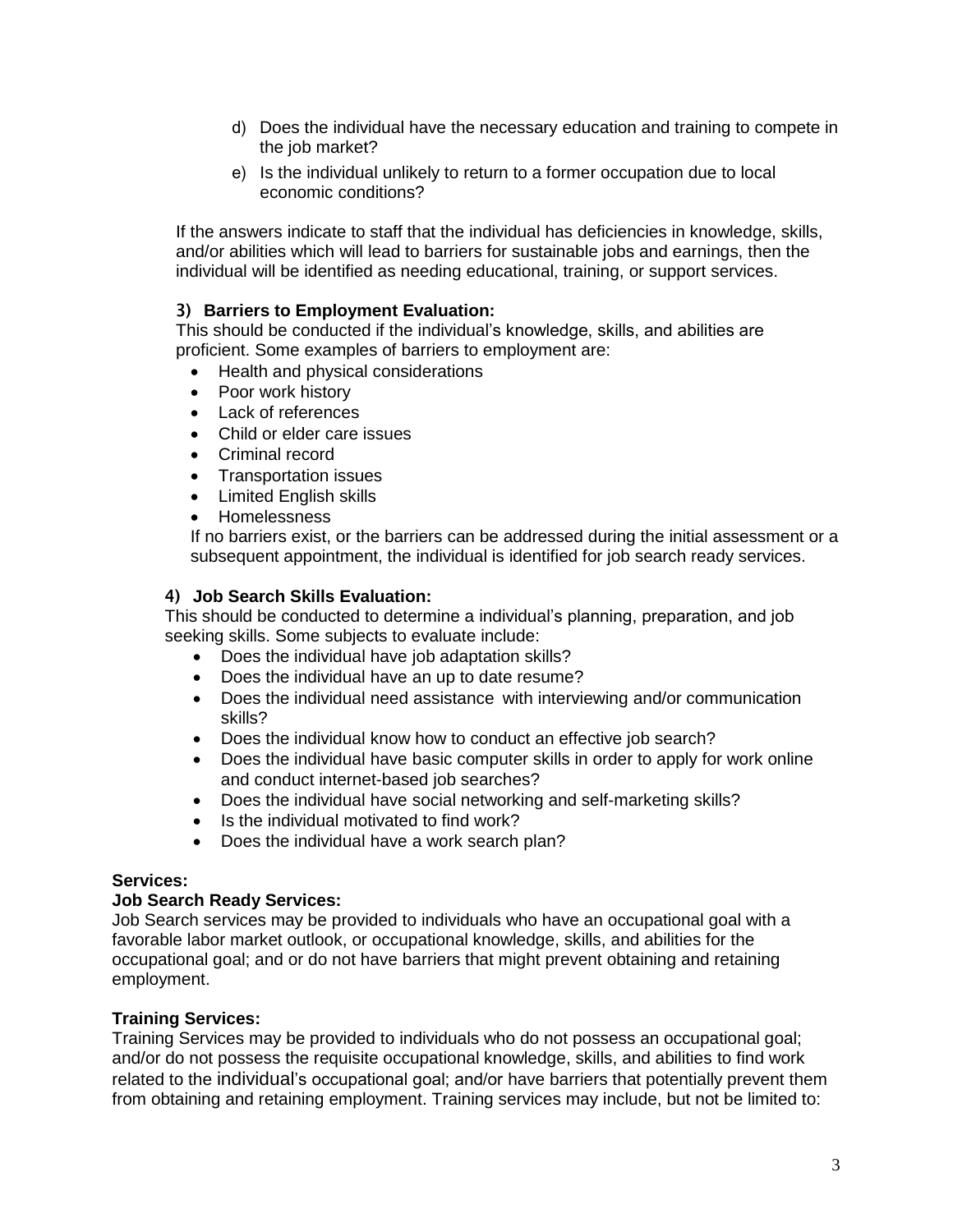d) Does the individual have the necessary education and training to compete in the job market?

e) Is the individual unlikely to return to a former occupation due to local economic conditions?

If the answers indicate to staff that the individual has deficiencies in knowledge, skills, and/or abilities which will lead to barriers for sustainable jobs and earnings, then the individual will be identified as needing educational, training, or support services.

**3) Barriers to Employment Evaluation:**

This should be conducted if the individual's knowledge, skills, and abilities are proficient. Some examples of barriers to employment are:

- Health and physical considerations
- Poor work history
- Lack of references
- Child or elder care issues
- Criminal record
- Transportation issues
- Limited English skills
- Homelessness

If no barriers exist, or the barriers can be addressed during the initial assessment or a subsequent appointment, the individual is identified for job search ready services.

**4) Job Search Skills Evaluation:**

This should be conducted to determine a individual's planning, preparation, and job seeking skills. Some subjects to evaluate include:

- Does the individual have job adaptation skills?
- Does the individual have an up to date resume?
- Does the individual need assistance with interviewing and/or communication skills?
- Does the individual know how to conduct an effective job search?
- Does the individual have basic computer skills in order to apply for work online and conduct internet-based job searches?
- Does the individual have social networking and self-marketing skills?
- Is the individual motivated to find work?
- Does the individual have a work search plan?

**Services:**

**Job Search Ready Services:**

Job Search services may be provided to individuals who have an occupational goal with a favorable labor market outlook, or occupational knowledge, skills, and abilities for the occupational goal; and or do not have barriers that might prevent obtaining and retaining employment.

**Training Services:**

Training Services may be provided to individuals who do not possess an occupational goal; and/or do not possess the requisite occupational knowledge, skills, and abilities to find work related to the individual's occupational goal; and/or have barriers that potentially prevent them from obtaining and retaining employment. Training services may include, but not be limited to: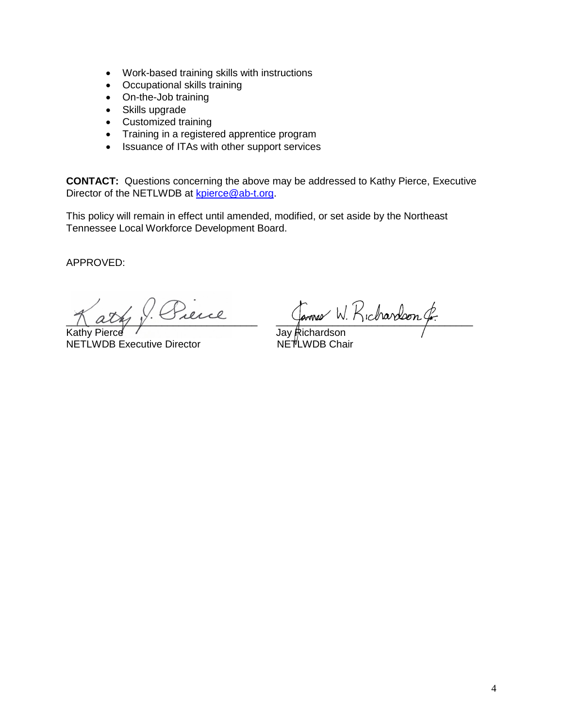- Work-based training skills with instructions
- Occupational skills training
- On-the-Job training
- Skills upgrade
- Customized training
- Training in a registered apprentice program
- Issuance of ITAs with other support services

**CONTACT:** Questions concerning the above may be addressed to Kathy Pierce, Executive Director of the NETLWDB at kpierce@ab-t.org.

This policy will remain in effect until amended, modified, or set aside by the Northeast Tennessee Local Workforce Development Board.

APPROVED:

Kathy Pierce
NETLWDB Executive Director

Jay Richardson
NETLWDB Chair